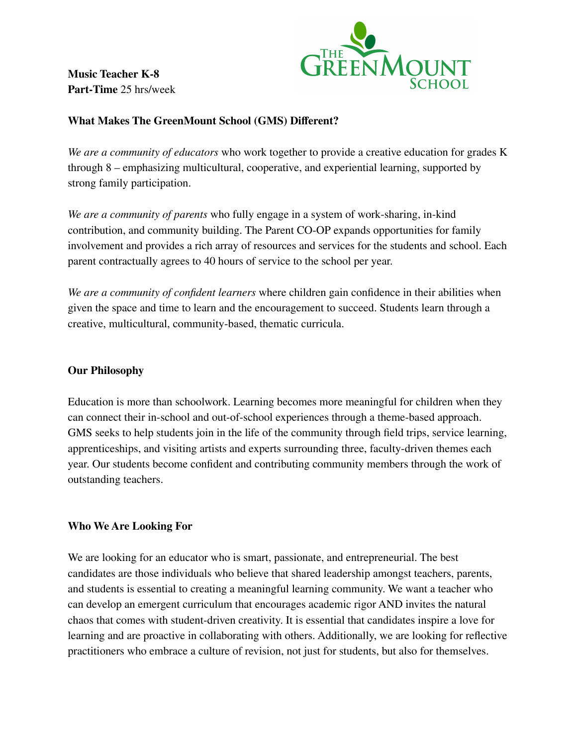**Music Teacher K-8**
**Part-Time** 25 hrs/week

THE GREENMOUNT SCHOOL

**What Makes The GreenMount School (GMS) Different?**

*We are a community of educators* who work together to provide a creative education for grades K through 8 – emphasizing multicultural, cooperative, and experiential learning, supported by strong family participation.

*We are a community of parents* who fully engage in a system of work-sharing, in-kind contribution, and community building. The Parent CO-OP expands opportunities for family involvement and provides a rich array of resources and services for the students and school. Each parent contractually agrees to 40 hours of service to the school per year.

*We are a community of confident learners* where children gain confidence in their abilities when given the space and time to learn and the encouragement to succeed. Students learn through a creative, multicultural, community-based, thematic curricula.

**Our Philosophy**

Education is more than schoolwork. Learning becomes more meaningful for children when they can connect their in-school and out-of-school experiences through a theme-based approach. GMS seeks to help students join in the life of the community through field trips, service learning, apprenticeships, and visiting artists and experts surrounding three, faculty-driven themes each year. Our students become confident and contributing community members through the work of outstanding teachers.

**Who We Are Looking For**

We are looking for an educator who is smart, passionate, and entrepreneurial. The best candidates are those individuals who believe that shared leadership amongst teachers, parents, and students is essential to creating a meaningful learning community. We want a teacher who can develop an emergent curriculum that encourages academic rigor AND invites the natural chaos that comes with student-driven creativity. It is essential that candidates inspire a love for learning and are proactive in collaborating with others. Additionally, we are looking for reflective practitioners who embrace a culture of revision, not just for students, but also for themselves.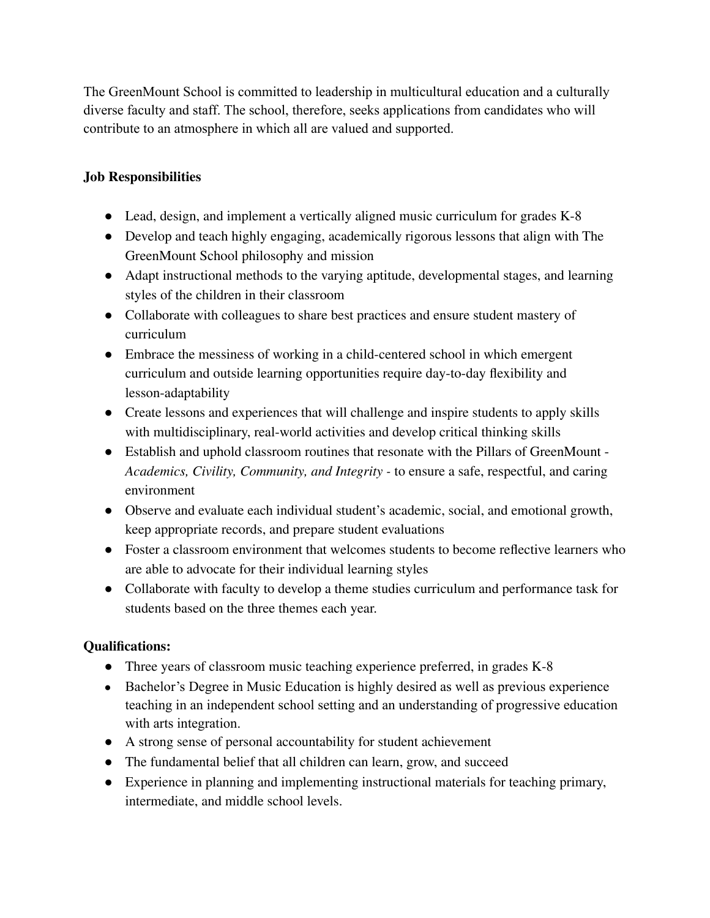The GreenMount School is committed to leadership in multicultural education and a culturally diverse faculty and staff. The school, therefore, seeks applications from candidates who will contribute to an atmosphere in which all are valued and supported.

**Job Responsibilities**

- Lead, design, and implement a vertically aligned music curriculum for grades K-8
- Develop and teach highly engaging, academically rigorous lessons that align with The GreenMount School philosophy and mission
- Adapt instructional methods to the varying aptitude, developmental stages, and learning styles of the children in their classroom
- Collaborate with colleagues to share best practices and ensure student mastery of curriculum
- Embrace the messiness of working in a child-centered school in which emergent curriculum and outside learning opportunities require day-to-day flexibility and lesson-adaptability
- Create lessons and experiences that will challenge and inspire students to apply skills with multidisciplinary, real-world activities and develop critical thinking skills
- Establish and uphold classroom routines that resonate with the Pillars of GreenMount - *Academics, Civility, Community, and Integrity* - to ensure a safe, respectful, and caring environment
- Observe and evaluate each individual student's academic, social, and emotional growth, keep appropriate records, and prepare student evaluations
- Foster a classroom environment that welcomes students to become reflective learners who are able to advocate for their individual learning styles
- Collaborate with faculty to develop a theme studies curriculum and performance task for students based on the three themes each year.

**Qualifications:**

- Three years of classroom music teaching experience preferred, in grades K-8
- Bachelor's Degree in Music Education is highly desired as well as previous experience teaching in an independent school setting and an understanding of progressive education with arts integration.
- A strong sense of personal accountability for student achievement
- The fundamental belief that all children can learn, grow, and succeed
- Experience in planning and implementing instructional materials for teaching primary, intermediate, and middle school levels.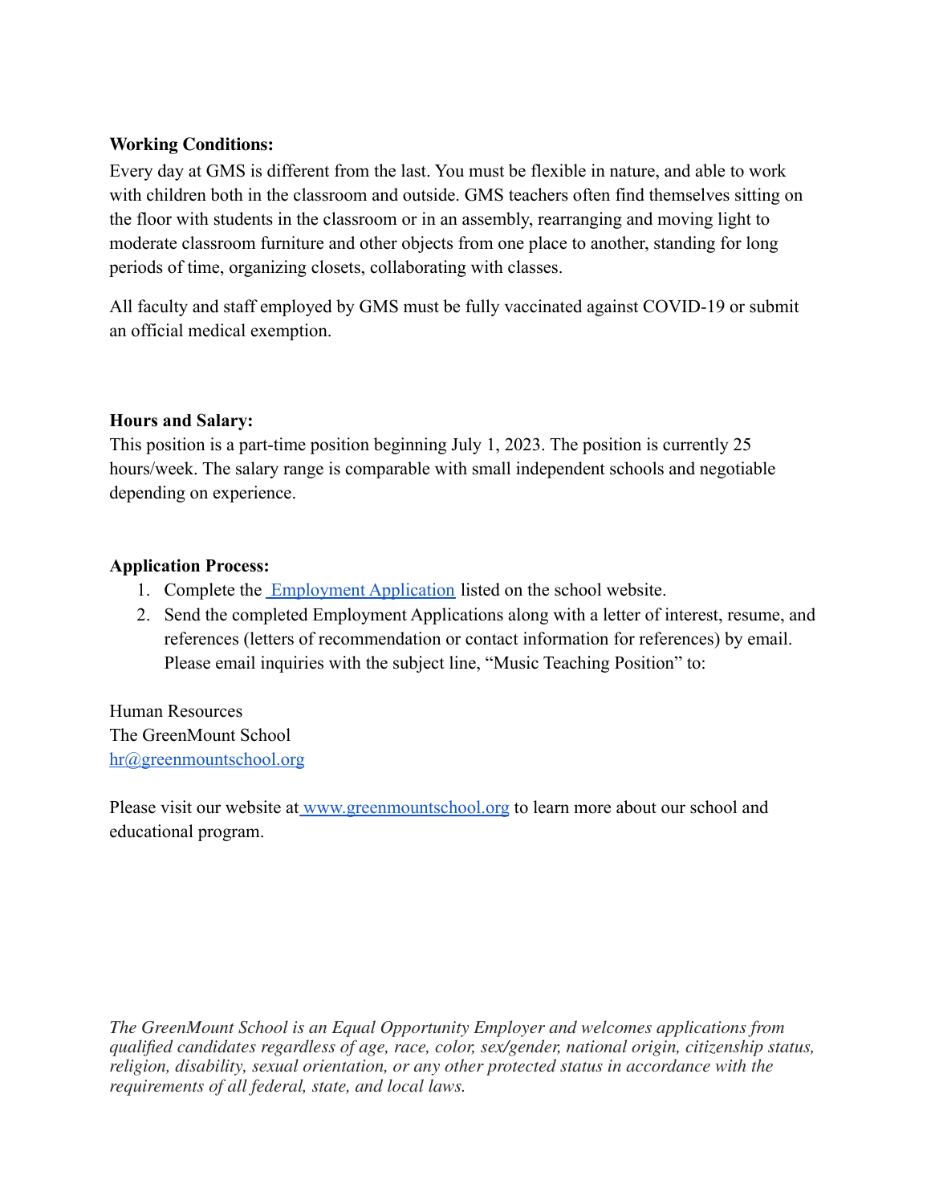**Working Conditions:**

Every day at GMS is different from the last. You must be flexible in nature, and able to work with children both in the classroom and outside. GMS teachers often find themselves sitting on the floor with students in the classroom or in an assembly, rearranging and moving light to moderate classroom furniture and other objects from one place to another, standing for long periods of time, organizing closets, collaborating with classes.

All faculty and staff employed by GMS must be fully vaccinated against COVID-19 or submit an official medical exemption.

**Hours and Salary:**

This position is a part-time position beginning July 1, 2023. The position is currently 25 hours/week. The salary range is comparable with small independent schools and negotiable depending on experience.

**Application Process:**

1. Complete the [Employment Application]() listed on the school website.
2. Send the completed Employment Applications along with a letter of interest, resume, and references (letters of recommendation or contact information for references) by email. Please email inquiries with the subject line, "Music Teaching Position" to:

Human Resources
The GreenMount School
[hr@greenmountschool.org](mailto:hr@greenmountschool.org)

Please visit our website at [www.greenmountschool.org](http://www.greenmountschool.org) to learn more about our school and educational program.

*The GreenMount School is an Equal Opportunity Employer and welcomes applications from qualified candidates regardless of age, race, color, sex/gender, national origin, citizenship status, religion, disability, sexual orientation, or any other protected status in accordance with the requirements of all federal, state, and local laws.*